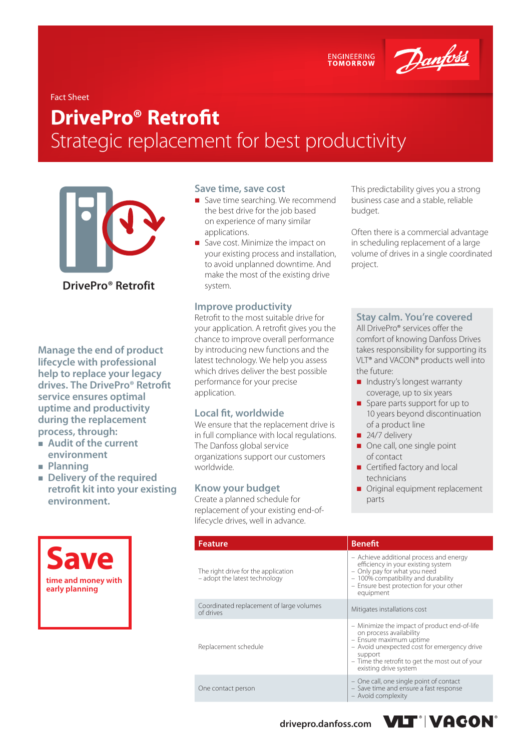ENGINEERING TOMORROW

Fact Sheet

# DrivePro® Retrofit

## Strategic replacement for best productivity

DrivePro® Retrofit

**Manage the end of product lifecycle with professional help to replace your legacy drives. The DrivePro® Retrofit service ensures optimal uptime and productivity during the replacement process, through:**

- **Audit of the current environment**
- **Planning**
- **Delivery of the required retrofit kit into your existing environment.**

### Save time, save cost

- Save time searching. We recommend the best drive for the job based on experience of many similar applications.
- Save cost. Minimize the impact on your existing process and installation, to avoid unplanned downtime. And make the most of the existing drive system.

### Improve productivity

Retrofit to the most suitable drive for your application. A retrofit gives you the chance to improve overall performance by introducing new functions and the latest technology. We help you assess which drives deliver the best possible performance for your precise application.

### Local fit, worldwide

We ensure that the replacement drive is in full compliance with local regulations. The Danfoss global service organizations support our customers worldwide.

### Know your budget

Create a planned schedule for replacement of your existing end-of-lifecycle drives, well in advance.

This predictability gives you a strong business case and a stable, reliable budget.

Often there is a commercial advantage in scheduling replacement of a large volume of drives in a single coordinated project.

### Stay calm. You're covered

All DrivePro® services offer the comfort of knowing Danfoss Drives takes responsibility for supporting its VLT® and VACON® products well into the future:

- Industry's longest warranty coverage, up to six years
- Spare parts support for up to 10 years beyond discontinuation of a product line
- 24/7 delivery
- One call, one single point of contact
- Certified factory and local technicians
- Original equipment replacement parts

**Save**

**time and money with early planning**

| Feature | Benefit |
|---|---|
| The right drive for the application – adopt the latest technology | – Achieve additional process and energy efficiency in your existing system<br>– Only pay for what you need<br>– 100% compatibility and durability<br>– Ensure best protection for your other equipment |
| Coordinated replacement of large volumes of drives | Mitigates installations cost |
| Replacement schedule | – Minimize the impact of product end-of-life on process availability<br>– Ensure maximum uptime<br>– Avoid unexpected cost for emergency drive support<br>– Time the retrofit to get the most out of your existing drive system |
| One contact person | – One call, one single point of contact<br>– Save time and ensure a fast response<br>– Avoid complexity |

drivepro.danfoss.com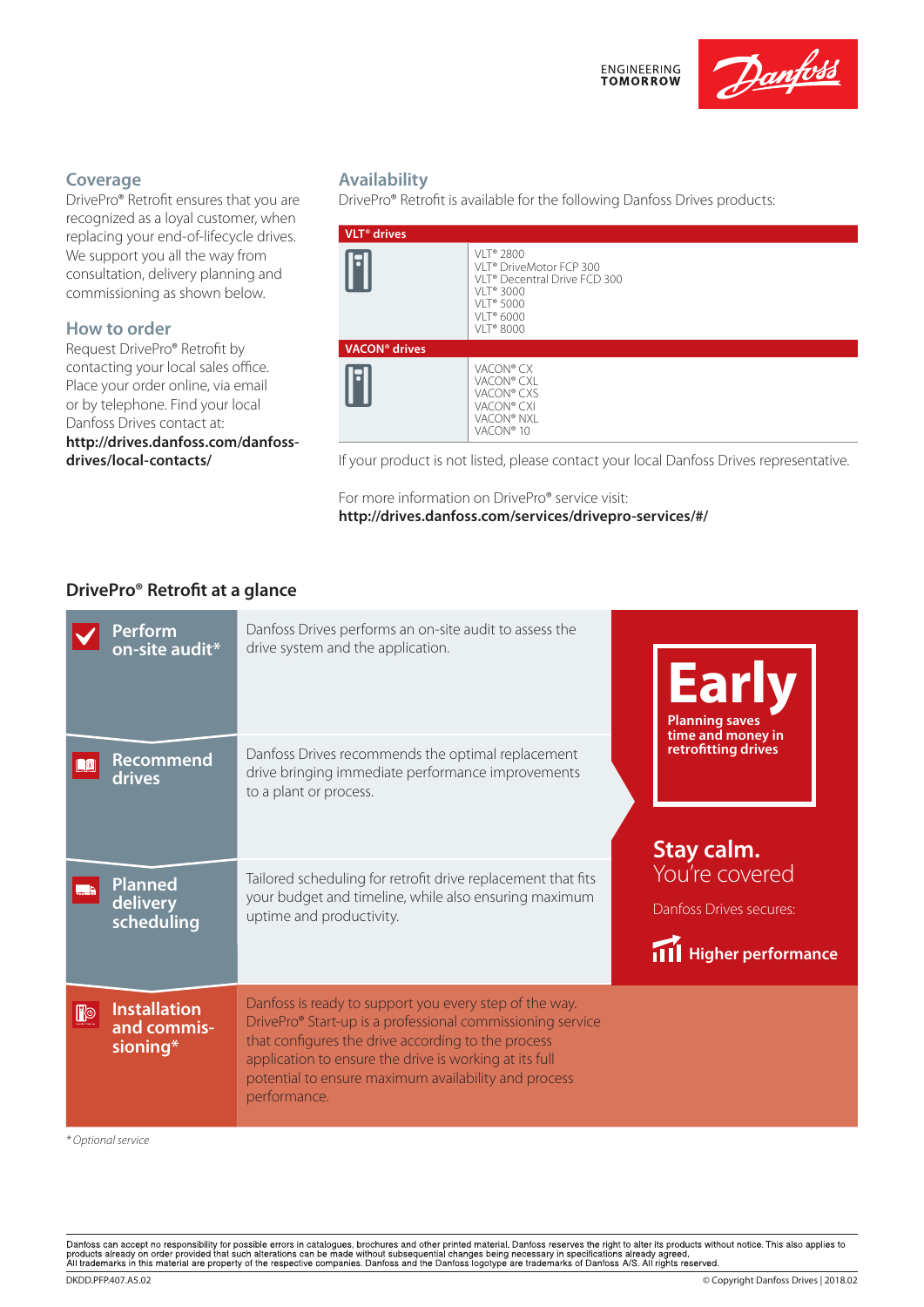## Coverage

DrivePro® Retrofit ensures that you are recognized as a loyal customer, when replacing your end-of-lifecycle drives. We support you all the way from consultation, delivery planning and commissioning as shown below.

## How to order

Request DrivePro® Retrofit by contacting your local sales office. Place your order online, via email or by telephone. Find your local Danfoss Drives contact at:
**http://drives.danfoss.com/danfoss-drives/local-contacts/**

## Availability

DrivePro® Retrofit is available for the following Danfoss Drives products:

| | |
|---|---|
| **VLT® drives** | |
| | VLT® 2800<br>VLT® DriveMotor FCP 300<br>VLT® Decentral Drive FCD 300<br>VLT® 3000<br>VLT® 5000<br>VLT® 6000<br>VLT® 8000 |
| **VACON® drives** | |
| | VACON® CX<br>VACON® CXL<br>VACON® CXS<br>VACON® CXI<br>VACON® NXL<br>VACON® 10 |

If your product is not listed, please contact your local Danfoss Drives representative.

For more information on DrivePro® service visit:
**http://drives.danfoss.com/services/drivepro-services/#/**

## DrivePro® Retrofit at a glance

| | |
|---|---|
| **Perform on-site audit*** | Danfoss Drives performs an on-site audit to assess the drive system and the application. |
| **Recommend drives** | Danfoss Drives recommends the optimal replacement drive bringing immediate performance improvements to a plant or process. |
| **Planned delivery scheduling** | Tailored scheduling for retrofit drive replacement that fits your budget and timeline, while also ensuring maximum uptime and productivity. |
| **Installation and commissioning*** | Danfoss is ready to support you every step of the way. DrivePro® Start-up is a professional commissioning service that configures the drive according to the process application to ensure the drive is working at its full potential to ensure maximum availability and process performance. |

**Early**
**Planning saves time and money in retrofitting drives**

**Stay calm.**
You're covered

Danfoss Drives secures:

**Higher performance**

*\* Optional service*

Danfoss can accept no responsibility for possible errors in catalogues, brochures and other printed material. Danfoss reserves the right to alter its products without notice. This also applies to products already on order provided that such alterations can be made without subsequential changes being necessary in specifications already agreed. All trademarks in this material are property of the respective companies. Danfoss and the Danfoss logotype are trademarks of Danfoss A/S. All rights reserved.

DKDD.PFP.407.A5.02 © Copyright Danfoss Drives | 2018.02